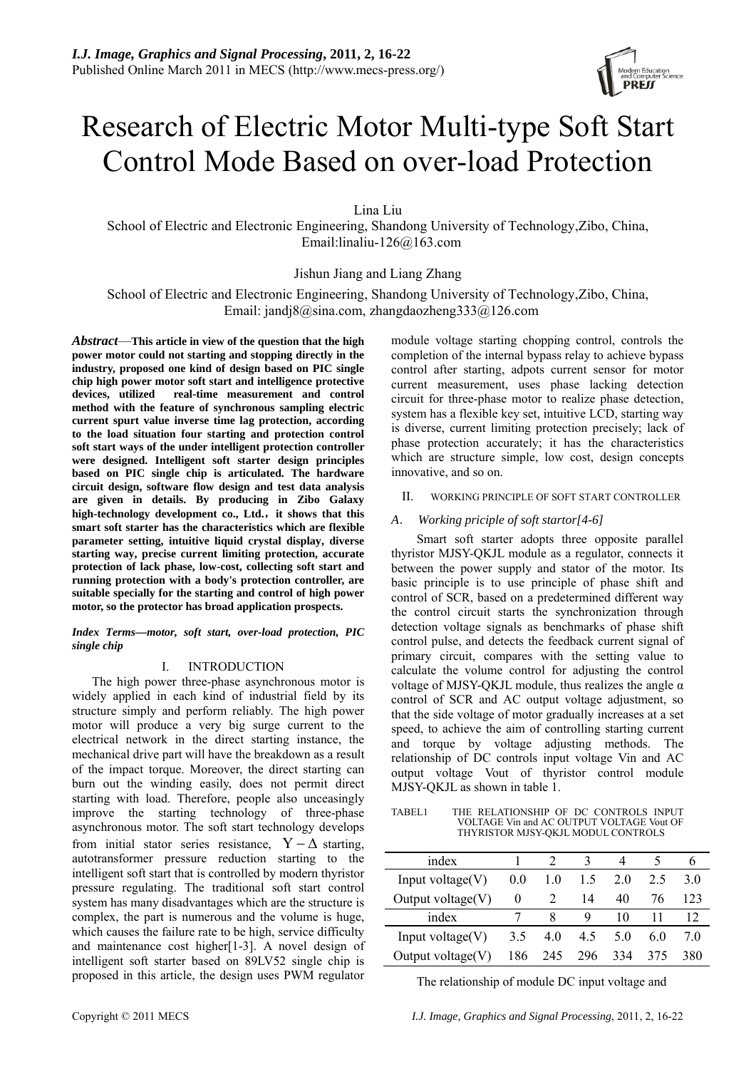# Research of Electric Motor Multi-type Soft Start Control Mode Based on over-load Protection

Lina Liu

School of Electric and Electronic Engineering, Shandong University of Technology,Zibo, China, Email:linaliu-126@163.com

Jishun Jiang and Liang Zhang

School of Electric and Electronic Engineering, Shandong University of Technology,Zibo, China, Email: jandj8@sina.com, zhangdaozheng333@126.com

***Abstract*—This article in view of the question that the high power motor could not starting and stopping directly in the industry, proposed one kind of design based on PIC single chip high power motor soft start and intelligence protective devices, utilized real-time measurement and control method with the feature of synchronous sampling electric current spurt value inverse time lag protection, according to the load situation four starting and protection control soft start ways of the under intelligent protection controller were designed. Intelligent soft starter design principles based on PIC single chip is articulated. The hardware circuit design, software flow design and test data analysis are given in details. By producing in Zibo Galaxy high-technology development co., Ltd., it shows that this smart soft starter has the characteristics which are flexible parameter setting, intuitive liquid crystal display, diverse starting way, precise current limiting protection, accurate protection of lack phase, low-cost, collecting soft start and running protection with a body's protection controller, are suitable specially for the starting and control of high power motor, so the protector has broad application prospects.**

***Index Terms*—motor, soft start, over-load protection, PIC single chip**

## I. INTRODUCTION

The high power three-phase asynchronous motor is widely applied in each kind of industrial field by its structure simply and perform reliably. The high power motor will produce a very big surge current to the electrical network in the direct starting instance, the mechanical drive part will have the breakdown as a result of the impact torque. Moreover, the direct starting can burn out the winding easily, does not permit direct starting with load. Therefore, people also unceasingly improve the starting technology of three-phase asynchronous motor. The soft start technology develops from initial stator series resistance, $Y-\Delta$ starting, autotransformer pressure reduction starting to the intelligent soft start that is controlled by modern thyristor pressure regulating. The traditional soft start control system has many disadvantages which are the structure is complex, the part is numerous and the volume is huge, which causes the failure rate to be high, service difficulty and maintenance cost higher[1-3]. A novel design of intelligent soft starter based on 89LV52 single chip is proposed in this article, the design uses PWM regulator module voltage starting chopping control, controls the completion of the internal bypass relay to achieve bypass control after starting, adpots current sensor for motor current measurement, uses phase lacking detection circuit for three-phase motor to realize phase detection, system has a flexible key set, intuitive LCD, starting way is diverse, current limiting protection precisely; lack of phase protection accurately; it has the characteristics which are structure simple, low cost, design concepts innovative, and so on.

## II. WORKING PRINCIPLE OF SOFT START CONTROLLER

### *A. Working principle of soft startor[4-6]*

Smart soft starter adopts three opposite parallel thyristor MJSY-QKJL module as a regulator, connects it between the power supply and stator of the motor. Its basic principle is to use principle of phase shift and control of SCR, based on a predetermined different way the control circuit starts the synchronization through detection voltage signals as benchmarks of phase shift control pulse, and detects the feedback current signal of primary circuit, compares with the setting value to calculate the volume control for adjusting the control voltage of MJSY-QKJL module, thus realizes the angle α control of SCR and AC output voltage adjustment, so that the side voltage of motor gradually increases at a set speed, to achieve the aim of controlling starting current and torque by voltage adjusting methods. The relationship of DC controls input voltage Vin and AC output voltage Vout of thyristor control module MJSY-QKJL as shown in table 1.

TABEL1 THE RELATIONSHIP OF DC CONTROLS INPUT VOLTAGE Vin and AC OUTPUT VOLTAGE Vout OF THYRISTOR MJSY-QKJL MODUL CONTROLS

| index | 1 | 2 | 3 | 4 | 5 | 6 |
|---|---|---|---|---|---|---|
| Input voltage(V) | 0.0 | 1.0 | 1.5 | 2.0 | 2.5 | 3.0 |
| Output voltage(V) | 0 | 2 | 14 | 40 | 76 | 123 |
| index | 7 | 8 | 9 | 10 | 11 | 12 |
| Input voltage(V) | 3.5 | 4.0 | 4.5 | 5.0 | 6.0 | 7.0 |
| Output voltage(V) | 186 | 245 | 296 | 334 | 375 | 380 |

The relationship of module DC input voltage and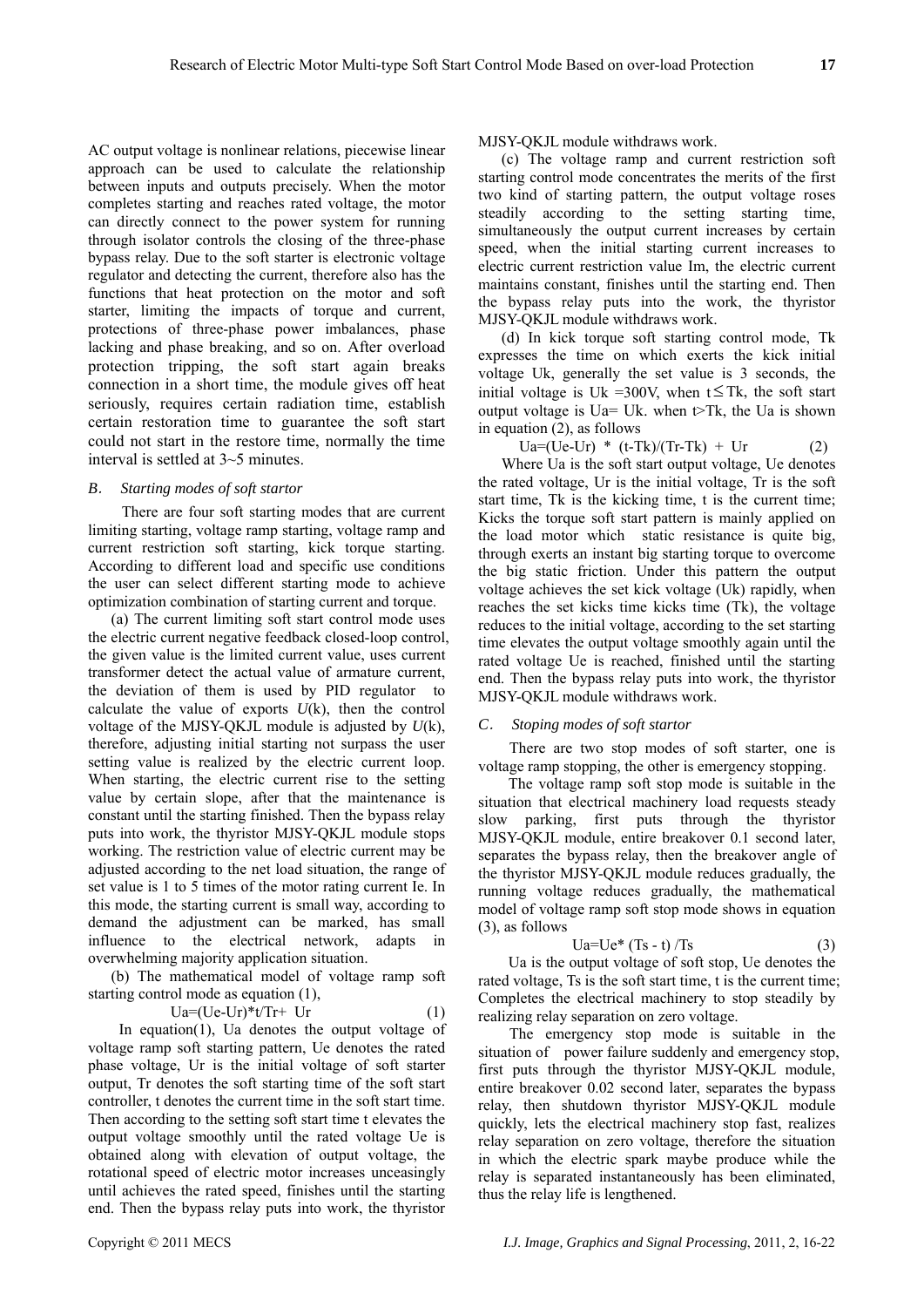AC output voltage is nonlinear relations, piecewise linear approach can be used to calculate the relationship between inputs and outputs precisely. When the motor completes starting and reaches rated voltage, the motor can directly connect to the power system for running through isolator controls the closing of the three-phase bypass relay. Due to the soft starter is electronic voltage regulator and detecting the current, therefore also has the functions that heat protection on the motor and soft starter, limiting the impacts of torque and current, protections of three-phase power imbalances, phase lacking and phase breaking, and so on. After overload protection tripping, the soft start again breaks connection in a short time, the module gives off heat seriously, requires certain radiation time, establish certain restoration time to guarantee the soft start could not start in the restore time, normally the time interval is settled at 3~5 minutes.

### *B. Starting modes of soft startor*

There are four soft starting modes that are current limiting starting, voltage ramp starting, voltage ramp and current restriction soft starting, kick torque starting. According to different load and specific use conditions the user can select different starting mode to achieve optimization combination of starting current and torque.

(a) The current limiting soft start control mode uses the electric current negative feedback closed-loop control, the given value is the limited current value, uses current transformer detect the actual value of armature current, the deviation of them is used by PID regulator to calculate the value of exports $U(k)$, then the control voltage of the MJSY-QKJL module is adjusted by $U(k)$, therefore, adjusting initial starting not surpass the user setting value is realized by the electric current loop. When starting, the electric current rise to the setting value by certain slope, after that the maintenance is constant until the starting finished. Then the bypass relay puts into work, the thyristor MJSY-QKJL module stops working. The restriction value of electric current may be adjusted according to the net load situation, the range of set value is 1 to 5 times of the motor rating current Ie. In this mode, the starting current is small way, according to demand the adjustment can be marked, has small influence to the electrical network, adapts in overwhelming majority application situation.

(b) The mathematical model of voltage ramp soft starting control mode as equation (1),

$$Ua=(Ue-Ur)*t/Tr+Ur \qquad (1)$$

In equation(1), Ua denotes the output voltage of voltage ramp soft starting pattern, Ue denotes the rated phase voltage, Ur is the initial voltage of soft starter output, Tr denotes the soft starting time of the soft start controller, t denotes the current time in the soft start time. Then according to the setting soft start time t elevates the output voltage smoothly until the rated voltage Ue is obtained along with elevation of output voltage, the rotational speed of electric motor increases unceasingly until achieves the rated speed, finishes until the starting end. Then the bypass relay puts into work, the thyristor MJSY-QKJL module withdraws work.

(c) The voltage ramp and current restriction soft starting control mode concentrates the merits of the first two kind of starting pattern, the output voltage roses steadily according to the setting starting time, simultaneously the output current increases by certain speed, when the initial starting current increases to electric current restriction value Im, the electric current maintains constant, finishes until the starting end. Then the bypass relay puts into the work, the thyristor MJSY-QKJL module withdraws work.

(d) In kick torque soft starting control mode, Tk expresses the time on which exerts the kick initial voltage Uk, generally the set value is 3 seconds, the initial voltage is Uk =300V, when $t \le Tk$, the soft start output voltage is Ua= Uk. when t>Tk, the Ua is shown in equation (2), as follows

$$Ua=(Ue-Ur) * (t-Tk)/(Tr-Tk) + Ur \qquad (2)$$

Where Ua is the soft start output voltage, Ue denotes the rated voltage, Ur is the initial voltage, Tr is the soft start time, Tk is the kicking time, t is the current time; Kicks the torque soft start pattern is mainly applied on the load motor which static resistance is quite big, through exerts an instant big starting torque to overcome the big static friction. Under this pattern the output voltage achieves the set kick voltage (Uk) rapidly, when reaches the set kicks time kicks time (Tk), the voltage reduces to the initial voltage, according to the set starting time elevates the output voltage smoothly again until the rated voltage Ue is reached, finished until the starting end. Then the bypass relay puts into work, the thyristor MJSY-QKJL module withdraws work.

### *C. Stoping modes of soft startor*

There are two stop modes of soft starter, one is voltage ramp stopping, the other is emergency stopping.

The voltage ramp soft stop mode is suitable in the situation that electrical machinery load requests steady slow parking, first puts through the thyristor MJSY-QKJL module, entire breakover 0.1 second later, separates the bypass relay, then the breakover angle of the thyristor MJSY-QKJL module reduces gradually, the running voltage reduces gradually, the mathematical model of voltage ramp soft stop mode shows in equation (3), as follows

$$Ua=Ue^* (Ts - t) /Ts \qquad (3)$$

Ua is the output voltage of soft stop, Ue denotes the rated voltage, Ts is the soft start time, t is the current time; Completes the electrical machinery to stop steadily by realizing relay separation on zero voltage.

The emergency stop mode is suitable in the situation of power failure suddenly and emergency stop, first puts through the thyristor MJSY-QKJL module, entire breakover 0.02 second later, separates the bypass relay, then shutdown thyristor MJSY-QKJL module quickly, lets the electrical machinery stop fast, realizes relay separation on zero voltage, therefore the situation in which the electric spark maybe produce while the relay is separated instantaneously has been eliminated, thus the relay life is lengthened.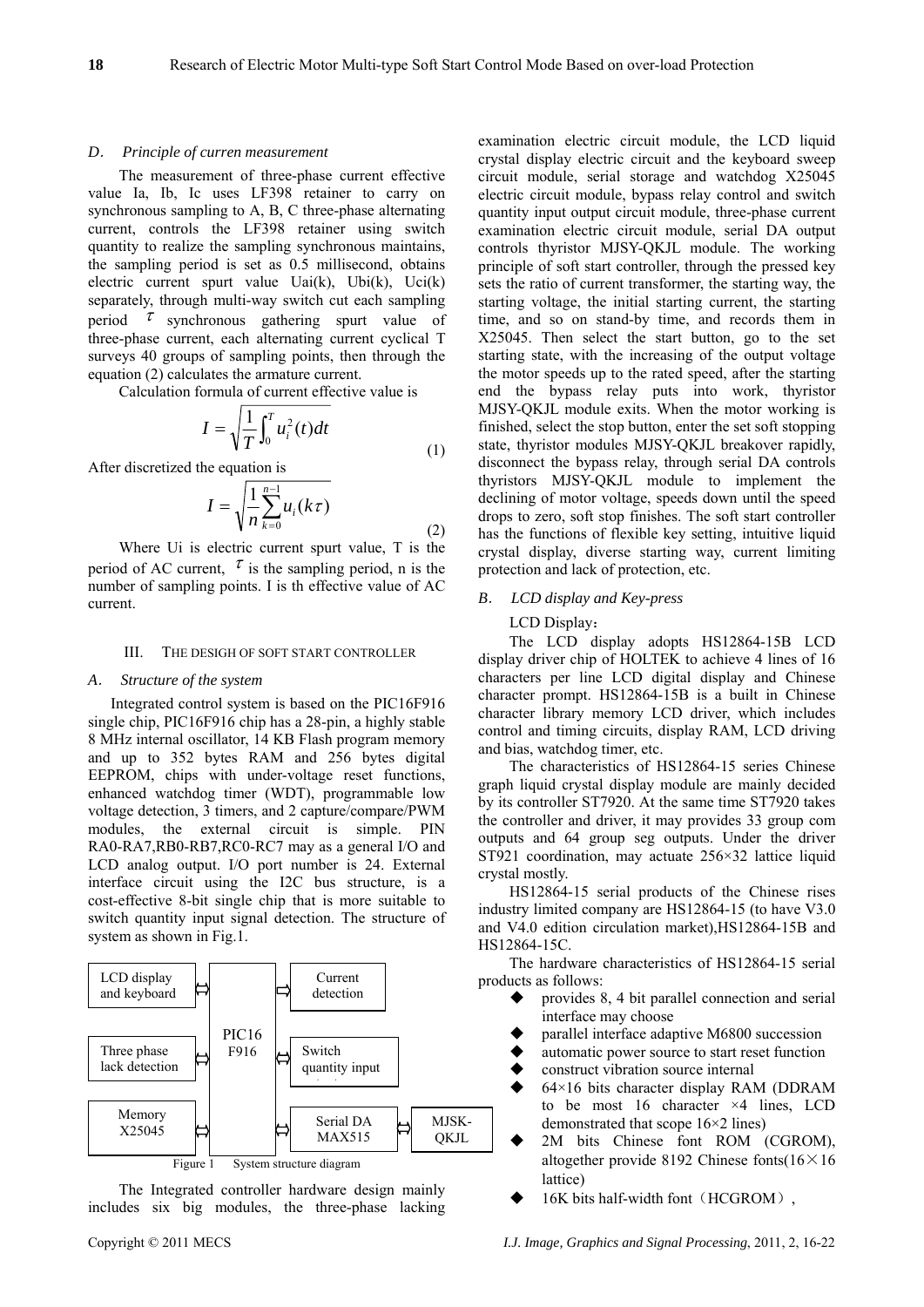### *D. Principle of curren measurement*

The measurement of three-phase current effective value Ia, Ib, Ic uses LF398 retainer to carry on synchronous sampling to A, B, C three-phase alternating current, controls the LF398 retainer using switch quantity to realize the sampling synchronous maintains, the sampling period is set as 0.5 millisecond, obtains electric current spurt value Uai(k), Ubi(k), Uci(k) separately, through multi-way switch cut each sampling period $\tau$ synchronous gathering spurt value of three-phase current, each alternating current cyclical T surveys 40 groups of sampling points, then through the equation (2) calculates the armature current.

Calculation formula of current effective value is

$$I = \sqrt{\frac{1}{T}\int_0^T u_i^2(t)dt} \tag{1}$$

After discretized the equation is

$$I = \sqrt{\frac{1}{n}\sum_{k=0}^{n-1} u_i(k\tau)} \tag{2}$$

Where Ui is electric current spurt value, T is the period of AC current, $\tau$ is the sampling period, n is the number of sampling points. I is th effective value of AC current.

## III. THE DESIGH OF SOFT START CONTROLLER

### *A. Structure of the system*

Integrated control system is based on the PIC16F916 single chip, PIC16F916 chip has a 28-pin, a highly stable 8 MHz internal oscillator, 14 KB Flash program memory and up to 352 bytes RAM and 256 bytes digital EEPROM, chips with under-voltage reset functions, enhanced watchdog timer (WDT), programmable low voltage detection, 3 timers, and 2 capture/compare/PWM modules, the external circuit is simple. PIN RA0-RA7,RB0-RB7,RC0-RC7 may as a general I/O and LCD analog output. I/O port number is 24. External interface circuit using the I2C bus structure, is a cost-effective 8-bit single chip that is more suitable to switch quantity input signal detection. The structure of system as shown in Fig.1.

Figure 1 System structure diagram

The Integrated controller hardware design mainly includes six big modules, the three-phase lacking examination electric circuit module, the LCD liquid crystal display electric circuit and the keyboard sweep circuit module, serial storage and watchdog X25045 electric circuit module, bypass relay control and switch quantity input output circuit module, three-phase current examination electric circuit module, serial DA output controls thyristor MJSY-QKJL module. The working principle of soft start controller, through the pressed key sets the ratio of current transformer, the starting way, the starting voltage, the initial starting current, the starting time, and so on stand-by time, and records them in X25045. Then select the start button, go to the set starting state, with the increasing of the output voltage the motor speeds up to the rated speed, after the starting end the bypass relay puts into work, thyristor MJSY-QKJL module exits. When the motor working is finished, select the stop button, enter the set soft stopping state, thyristor modules MJSY-QKJL breakover rapidly, disconnect the bypass relay, through serial DA controls thyristors MJSY-QKJL module to implement the declining of motor voltage, speeds down until the speed drops to zero, soft stop finishes. The soft start controller has the functions of flexible key setting, intuitive liquid crystal display, diverse starting way, current limiting protection and lack of protection, etc.

### *B. LCD display and Key-press*

LCD Display：

The LCD display adopts HS12864-15B LCD display driver chip of HOLTEK to achieve 4 lines of 16 characters per line LCD digital display and Chinese character prompt. HS12864-15B is a built in Chinese character library memory LCD driver, which includes control and timing circuits, display RAM, LCD driving and bias, watchdog timer, etc.

The characteristics of HS12864-15 series Chinese graph liquid crystal display module are mainly decided by its controller ST7920. At the same time ST7920 takes the controller and driver, it may provides 33 group com outputs and 64 group seg outputs. Under the driver ST921 coordination, may actuate 256×32 lattice liquid crystal mostly.

HS12864-15 serial products of the Chinese rises industry limited company are HS12864-15 (to have V3.0 and V4.0 edition circulation market),HS12864-15B and HS12864-15C.

The hardware characteristics of HS12864-15 serial products as follows:

- provides 8, 4 bit parallel connection and serial interface may choose
- parallel interface adaptive M6800 succession
- automatic power source to start reset function
- construct vibration source internal
- 64×16 bits character display RAM (DDRAM to be most 16 character ×4 lines, LCD demonstrated that scope 16×2 lines)
- 2M bits Chinese font ROM (CGROM), altogether provide 8192 Chinese fonts(16×16 lattice)
- 16K bits half-width font（HCGROM）,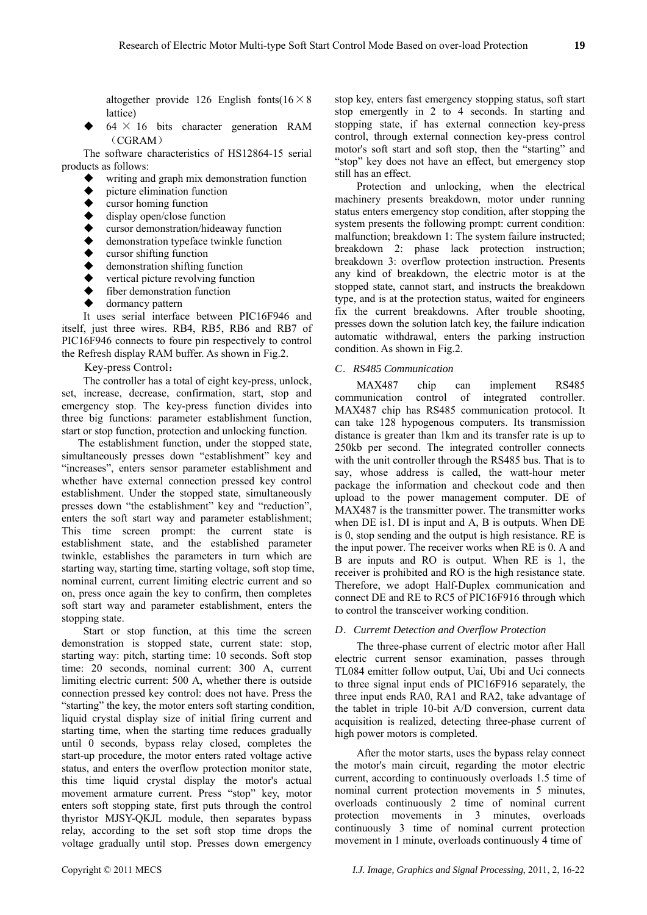altogether provide 126 English fonts(16×8 lattice)

- 64 × 16 bits character generation RAM（CGRAM）

The software characteristics of HS12864-15 serial products as follows:

- writing and graph mix demonstration function
- picture elimination function
- cursor homing function
- display open/close function
- cursor demonstration/hideaway function
- demonstration typeface twinkle function
- cursor shifting function
- demonstration shifting function
- vertical picture revolving function
- fiber demonstration function
- dormancy pattern

It uses serial interface between PIC16F946 and itself, just three wires. RB4, RB5, RB6 and RB7 of PIC16F946 connects to foure pin respectively to control the Refresh display RAM buffer. As shown in Fig.2.

Key-press Control：

The controller has a total of eight key-press, unlock, set, increase, decrease, confirmation, start, stop and emergency stop. The key-press function divides into three big functions: parameter establishment function, start or stop function, protection and unlocking function.

The establishment function, under the stopped state, simultaneously presses down “establishment” key and “increases”, enters sensor parameter establishment and whether have external connection pressed key control establishment. Under the stopped state, simultaneously presses down “the establishment” key and “reduction”, enters the soft start way and parameter establishment; This time screen prompt: the current state is establishment state, and the established parameter twinkle, establishes the parameters in turn which are starting way, starting time, starting voltage, soft stop time, nominal current, current limiting electric current and so on, press once again the key to confirm, then completes soft start way and parameter establishment, enters the stopping state.

Start or stop function, at this time the screen demonstration is stopped state, current state: stop, starting way: pitch, starting time: 10 seconds. Soft stop time: 20 seconds, nominal current: 300 A, current limiting electric current: 500 A, whether there is outside connection pressed key control: does not have. Press the “starting” the key, the motor enters soft starting condition, liquid crystal display size of initial firing current and starting time, when the starting time reduces gradually until 0 seconds, bypass relay closed, completes the start-up procedure, the motor enters rated voltage active status, and enters the overflow protection monitor state, this time liquid crystal display the motor's actual movement armature current. Press “stop” key, motor enters soft stopping state, first puts through the control thyristor MJSY-QKJL module, then separates bypass relay, according to the set soft stop time drops the voltage gradually until stop. Presses down emergency stop key, enters fast emergency stopping status, soft start stop emergently in 2 to 4 seconds. In starting and stopping state, if has external connection key-press control, through external connection key-press control motor's soft start and soft stop, then the “starting” and “stop” key does not have an effect, but emergency stop still has an effect.

Protection and unlocking, when the electrical machinery presents breakdown, motor under running status enters emergency stop condition, after stopping the system presents the following prompt: current condition: malfunction; breakdown 1: The system failure instructed; breakdown 2: phase lack protection instruction; breakdown 3: overflow protection instruction. Presents any kind of breakdown, the electric motor is at the stopped state, cannot start, and instructs the breakdown type, and is at the protection status, waited for engineers fix the current breakdowns. After trouble shooting, presses down the solution latch key, the failure indication automatic withdrawal, enters the parking instruction condition. As shown in Fig.2.

### *C．RS485 Communication*

MAX487 chip can implement RS485 communication control of integrated controller. MAX487 chip has RS485 communication protocol. It can take 128 hypogenous computers. Its transmission distance is greater than 1km and its transfer rate is up to 250kb per second. The integrated controller connects with the unit controller through the RS485 bus. That is to say, whose address is called, the watt-hour meter package the information and checkout code and then upload to the power management computer. DE of MAX487 is the transmitter power. The transmitter works when DE is1. DI is input and A, B is outputs. When DE is 0, stop sending and the output is high resistance. RE is the input power. The receiver works when RE is 0. A and B are inputs and RO is output. When RE is 1, the receiver is prohibited and RO is the high resistance state. Therefore, we adopt Half-Duplex communication and connect DE and RE to RC5 of PIC16F916 through which to control the transceiver working condition.

### *D．Curremt Detection and Overflow Protection*

The three-phase current of electric motor after Hall electric current sensor examination, passes through TL084 emitter follow output, Uai, Ubi and Uci connects to three signal input ends of PIC16F916 separately, the three input ends RA0, RA1 and RA2, take advantage of the tablet in triple 10-bit A/D conversion, current data acquisition is realized, detecting three-phase current of high power motors is completed.

After the motor starts, uses the bypass relay connect the motor's main circuit, regarding the motor electric current, according to continuously overloads 1.5 time of nominal current protection movements in 5 minutes, overloads continuously 2 time of nominal current protection movements in 3 minutes, overloads continuously 3 time of nominal current protection movement in 1 minute, overloads continuously 4 time of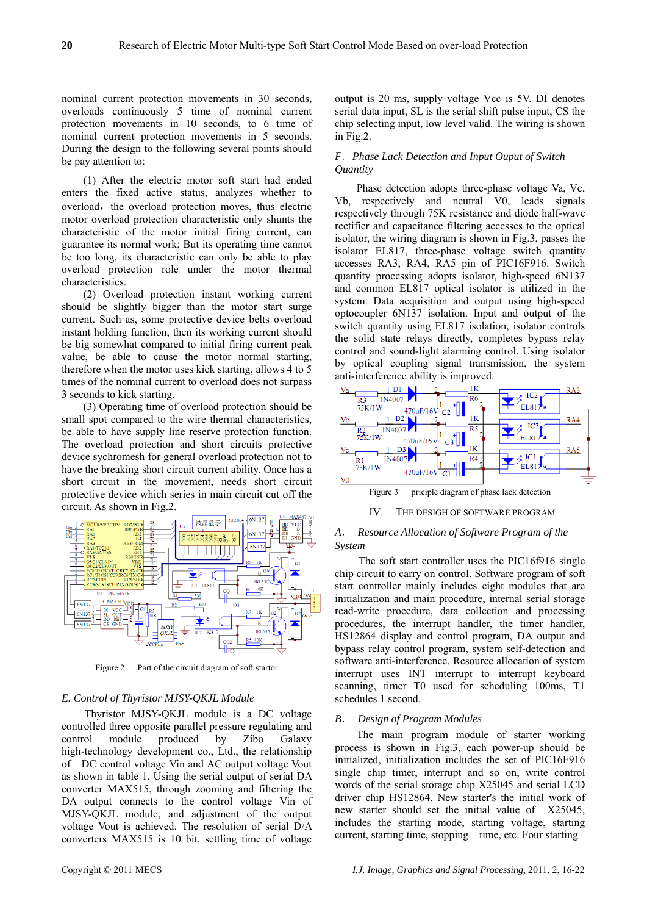nominal current protection movements in 30 seconds, overloads continuously 5 time of nominal current protection movements in 10 seconds, to 6 time of nominal current protection movements in 5 seconds. During the design to the following several points should be pay attention to:

(1) After the electric motor soft start had ended enters the fixed active status, analyzes whether to overload, the overload protection moves, thus electric motor overload protection characteristic only shunts the characteristic of the motor initial firing current, can guarantee its normal work; But its operating time cannot be too long, its characteristic can only be able to play overload protection role under the motor thermal characteristics.

(2) Overload protection instant working current should be slightly bigger than the motor start surge current. Such as, some protective device belts overload instant holding function, then its working current should be big somewhat compared to initial firing current peak value, be able to cause the motor normal starting, therefore when the motor uses kick starting, allows 4 to 5 times of the nominal current to overload does not surpass 3 seconds to kick starting.

(3) Operating time of overload protection should be small spot compared to the wire thermal characteristics, be able to have supply line reserve protection function. The overload protection and short circuits protective device sychromesh for general overload protection not to have the breaking short circuit current ability. Once has a short circuit in the movement, needs short circuit protective device which series in main circuit cut off the circuit. As shown in Fig.2.

Figure 2 Part of the circuit diagram of soft startor

*E. Control of Thyristor MJSY-QKJL Module*

Thyristor MJSY-QKJL module is a DC voltage controlled three opposite parallel pressure regulating and control module produced by Zibo Galaxy high-technology development co., Ltd., the relationship of DC control voltage Vin and AC output voltage Vout as shown in table 1. Using the serial output of serial DA converter MAX515, through zooming and filtering the DA output connects to the control voltage Vin of MJSY-QKJL module, and adjustment of the output voltage Vout is achieved. The resolution of serial D/A converters MAX515 is 10 bit, settling time of voltage output is 20 ms, supply voltage Vcc is 5V. DI denotes serial data input, SL is the serial shift pulse input, CS the chip selecting input, low level valid. The wiring is shown in Fig.2.

*F. Phase Lack Detection and Input Ouput of Switch Quantity*

Phase detection adopts three-phase voltage Va, Vc, Vb, respectively and neutral V0, leads signals respectively through 75K resistance and diode half-wave rectifier and capacitance filtering accesses to the optical isolator, the wiring diagram is shown in Fig.3, passes the isolator EL817, three-phase voltage switch quantity accesses RA3, RA4, RA5 pin of PIC16F916. Switch quantity processing adopts isolator, high-speed 6N137 and common EL817 optical isolator is utilized in the system. Data acquisition and output using high-speed optocoupler 6N137 isolation. Input and output of the switch quantity using EL817 isolation, isolator controls the solid state relays directly, completes bypass relay control and sound-light alarming control. Using isolator by optical coupling signal transmission, the system anti-interference ability is improved.

Figure 3 priciple diagram of phase lack detection

## IV. THE DESIGH OF SOFTWARE PROGRAM

*A. Resource Allocation of Software Program of the System*

The soft start controller uses the PIC16f916 single chip circuit to carry on control. Software program of soft start controller mainly includes eight modules that are initialization and main procedure, internal serial storage read-write procedure, data collection and processing procedures, the interrupt handler, the timer handler, HS12864 display and control program, DA output and bypass relay control program, system self-detection and software anti-interference. Resource allocation of system interrupt uses INT interrupt to interrupt keyboard scanning, timer T0 used for scheduling 100ms, T1 schedules 1 second.

*B. Design of Program Modules*

The main program module of starter working process is shown in Fig.3, each power-up should be initialized, initialization includes the set of PIC16F916 single chip timer, interrupt and so on, write control words of the serial storage chip X25045 and serial LCD driver chip HS12864. New starter's the initial work of new starter should set the initial value of X25045, includes the starting mode, starting voltage, starting current, starting time, stopping time, etc. Four starting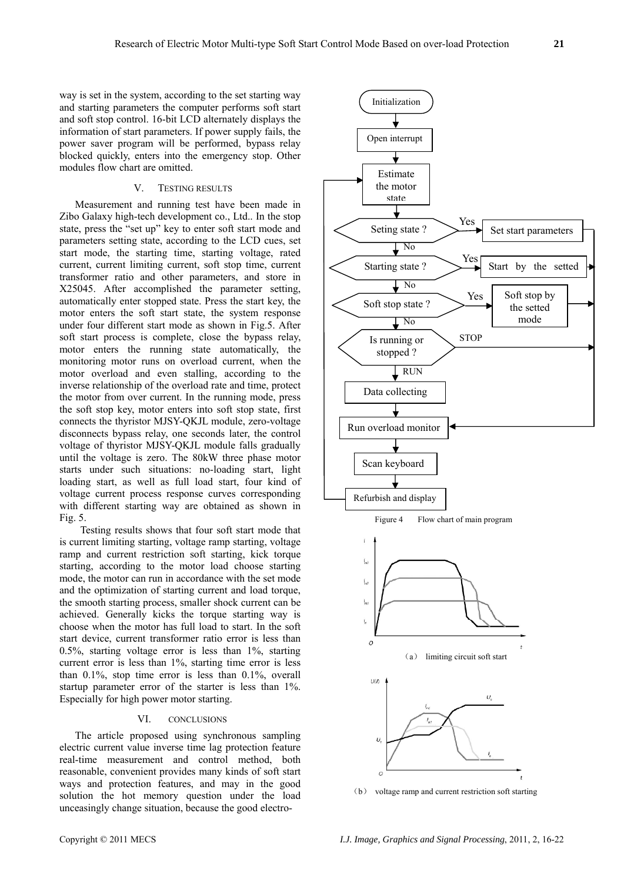way is set in the system, according to the set starting way and starting parameters the computer performs soft start and soft stop control. 16-bit LCD alternately displays the information of start parameters. If power supply fails, the power saver program will be performed, bypass relay blocked quickly, enters into the emergency stop. Other modules flow chart are omitted.

## V. TESTING RESULTS

Measurement and running test have been made in Zibo Galaxy high-tech development co., Ltd.. In the stop state, press the "set up" key to enter soft start mode and parameters setting state, according to the LCD cues, set start mode, the starting time, starting voltage, rated current, current limiting current, soft stop time, current transformer ratio and other parameters, and store in X25045. After accomplished the parameter setting, automatically enter stopped state. Press the start key, the motor enters the soft start state, the system response under four different start mode as shown in Fig.5. After soft start process is complete, close the bypass relay, motor enters the running state automatically, the monitoring motor runs on overload current, when the motor overload and even stalling, according to the inverse relationship of the overload rate and time, protect the motor from over current. In the running mode, press the soft stop key, motor enters into soft stop state, first connects the thyristor MJSY-QKJL module, zero-voltage disconnects bypass relay, one seconds later, the control voltage of thyristor MJSY-QKJL module falls gradually until the voltage is zero. The 80kW three phase motor starts under such situations: no-loading start, light loading start, as well as full load start, four kind of voltage current process response curves corresponding with different starting way are obtained as shown in Fig. 5.

Testing results shows that four soft start mode that is current limiting starting, voltage ramp starting, voltage ramp and current restriction soft starting, kick torque starting, according to the motor load choose starting mode, the motor can run in accordance with the set mode and the optimization of starting current and load torque, the smooth starting process, smaller shock current can be achieved. Generally kicks the torque starting way is choose when the motor has full load to start. In the soft start device, current transformer ratio error is less than 0.5%, starting voltage error is less than 1%, starting current error is less than 1%, starting time error is less than 0.1%, stop time error is less than 0.1%, overall startup parameter error of the starter is less than 1%. Especially for high power motor starting.

## VI. CONCLUSIONS

The article proposed using synchronous sampling electric current value inverse time lag protection feature real-time measurement and control method, both reasonable, convenient provides many kinds of soft start ways and protection features, and may in the good solution the hot memory question under the load unceasingly change situation, because the good electro-

Figure 4 Flow chart of main program

(a) limiting circuit soft start

(b) voltage ramp and current restriction soft starting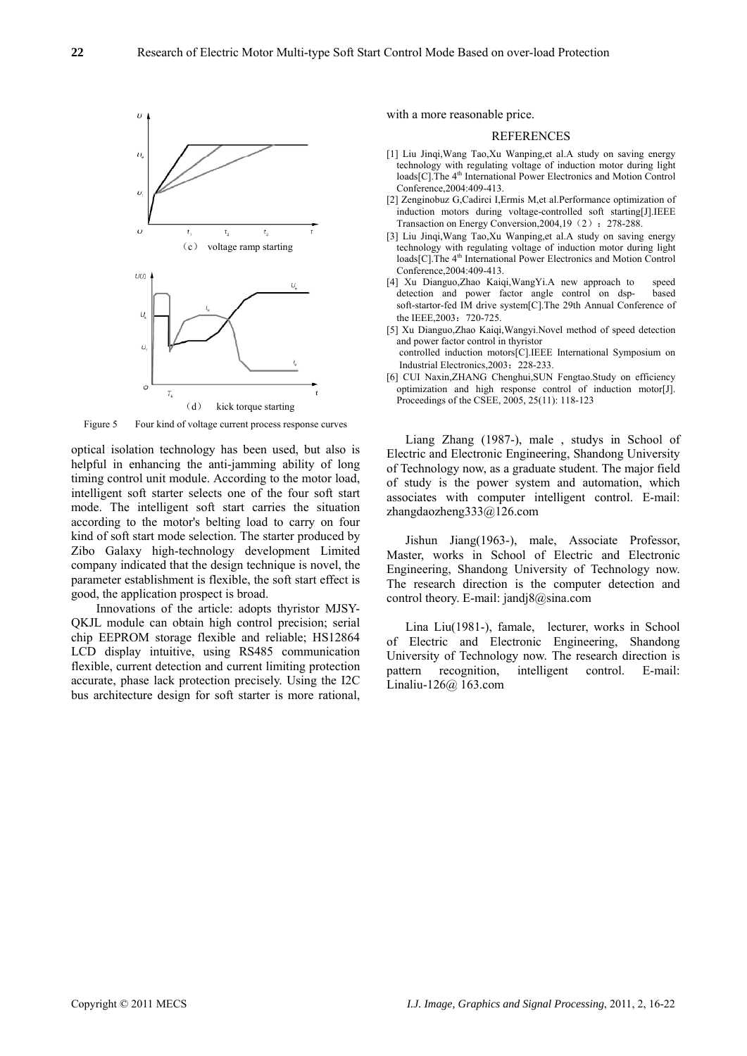U

$U_e$

$U_i$

O $t_1$ $t_2$ $t_3$ T

（c） voltage ramp starting

U(I)

$U_e$

$I_e$

$U_k$

$U_i$

$I_0$

O $T_k$ t

（d） kick torque starting

Figure 5 Four kind of voltage current process response curves

optical isolation technology has been used, but also is helpful in enhancing the anti-jamming ability of long timing control unit module. According to the motor load, intelligent soft starter selects one of the four soft start mode. The intelligent soft start carries the situation according to the motor's belting load to carry on four kind of soft start mode selection. The starter produced by Zibo Galaxy high-technology development Limited company indicated that the design technique is novel, the parameter establishment is flexible, the soft start effect is good, the application prospect is broad.

Innovations of the article: adopts thyristor MJSY-QKJL module can obtain high control precision; serial chip EEPROM storage flexible and reliable; HS12864 LCD display intuitive, using RS485 communication flexible, current detection and current limiting protection accurate, phase lack protection precisely. Using the I2C bus architecture design for soft starter is more rational, with a more reasonable price.

## REFERENCES

[1] Liu Jinqi,Wang Tao,Xu Wanping,et al.A study on saving energy technology with regulating voltage of induction motor during light loads[C].The 4th International Power Electronics and Motion Control Conference,2004:409-413.

[2] Zenginobuz G,Cadirci I,Ermis M,et al.Performance optimization of induction motors during voltage-controlled soft starting[J].IEEE Transaction on Energy Conversion,2004,19（2）：278-288.

[3] Liu Jinqi,Wang Tao,Xu Wanping,et al.A study on saving energy technology with regulating voltage of induction motor during light loads[C].The 4th International Power Electronics and Motion Control Conference,2004:409-413.

[4] Xu Dianguo,Zhao Kaiqi,WangYi.A new approach to speed detection and power factor angle control on dsp- based soft-startor-fed IM drive system[C].The 29th Annual Conference of the IEEE,2003：720-725.

[5] Xu Dianguo,Zhao Kaiqi,Wangyi.Novel method of speed detection and power factor control in thyristor controlled induction motors[C].IEEE International Symposium on Industrial Electronics,2003：228-233.

[6] CUI Naxin,ZHANG Chenghui,SUN Fengtao.Study on efficiency optimization and high response control of induction motor[J]. Proceedings of the CSEE, 2005, 25(11): 118-123

Liang Zhang (1987-), male , studys in School of Electric and Electronic Engineering, Shandong University of Technology now, as a graduate student. The major field of study is the power system and automation, which associates with computer intelligent control. E-mail: zhangdaozheng333@126.com

Jishun Jiang(1963-), male, Associate Professor, Master, works in School of Electric and Electronic Engineering, Shandong University of Technology now. The research direction is the computer detection and control theory. E-mail: jandj8@sina.com

Lina Liu(1981-), famale, lecturer, works in School of Electric and Electronic Engineering, Shandong University of Technology now. The research direction is pattern recognition, intelligent control. E-mail: Linaliu-126@ 163.com